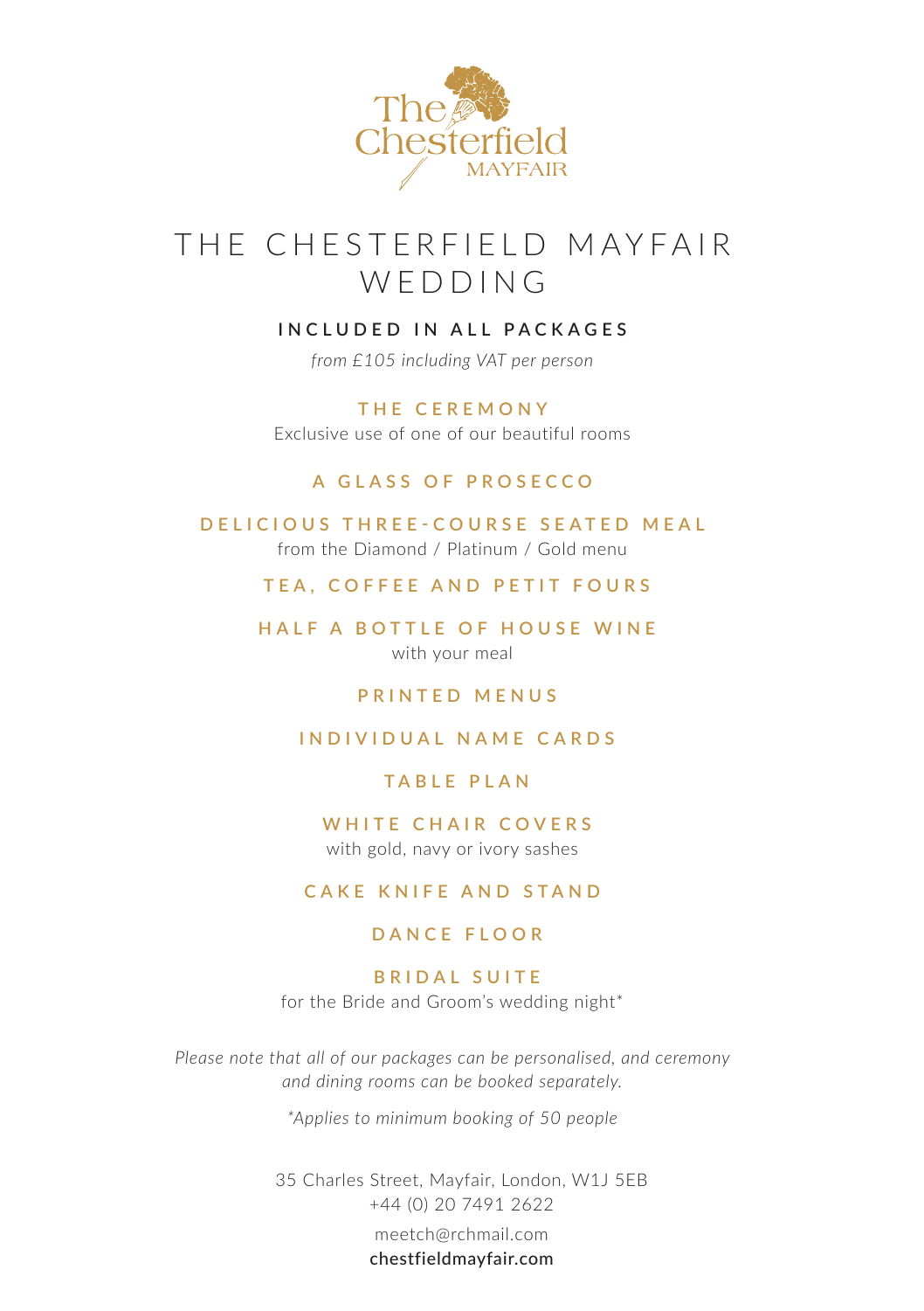The Chesterfield MAYFAIR

# THE CHESTERFIELD MAYFAIR WEDDING

## INCLUDED IN ALL PACKAGES

*from £105 including VAT per person*

### THE CEREMONY
Exclusive use of one of our beautiful rooms

### A GLASS OF PROSECCO

### DELICIOUS THREE-COURSE SEATED MEAL
from the Diamond / Platinum / Gold menu

### TEA, COFFEE AND PETIT FOURS

### HALF A BOTTLE OF HOUSE WINE
with your meal

### PRINTED MENUS

### INDIVIDUAL NAME CARDS

### TABLE PLAN

### WHITE CHAIR COVERS
with gold, navy or ivory sashes

### CAKE KNIFE AND STAND

### DANCE FLOOR

### BRIDAL SUITE
for the Bride and Groom's wedding night*

*Please note that all of our packages can be personalised, and ceremony and dining rooms can be booked separately.*

*\*Applies to minimum booking of 50 people*

35 Charles Street, Mayfair, London, W1J 5EB
+44 (0) 20 7491 2622

meetch@rchmail.com
chestfieldmayfair.com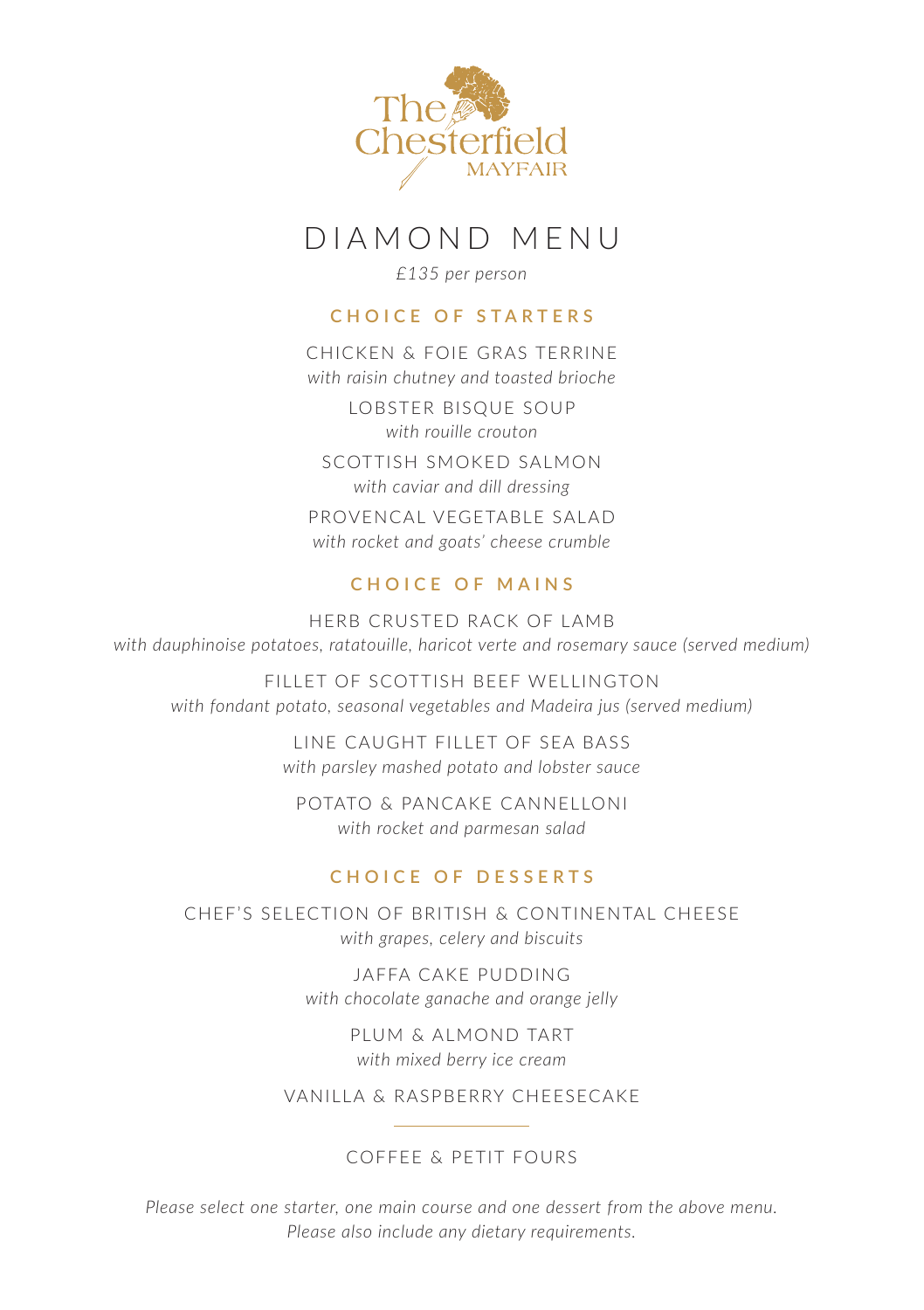The Chesterfield MAYFAIR

# DIAMOND MENU

*£135 per person*

## CHOICE OF STARTERS

CHICKEN & FOIE GRAS TERRINE
*with raisin chutney and toasted brioche*

LOBSTER BISQUE SOUP
*with rouille crouton*

SCOTTISH SMOKED SALMON
*with caviar and dill dressing*

PROVENCAL VEGETABLE SALAD
*with rocket and goats' cheese crumble*

## CHOICE OF MAINS

HERB CRUSTED RACK OF LAMB
*with dauphinoise potatoes, ratatouille, haricot verte and rosemary sauce (served medium)*

FILLET OF SCOTTISH BEEF WELLINGTON
*with fondant potato, seasonal vegetables and Madeira jus (served medium)*

LINE CAUGHT FILLET OF SEA BASS
*with parsley mashed potato and lobster sauce*

POTATO & PANCAKE CANNELLONI
*with rocket and parmesan salad*

## CHOICE OF DESSERTS

CHEF'S SELECTION OF BRITISH & CONTINENTAL CHEESE
*with grapes, celery and biscuits*

JAFFA CAKE PUDDING
*with chocolate ganache and orange jelly*

PLUM & ALMOND TART
*with mixed berry ice cream*

VANILLA & RASPBERRY CHEESECAKE

---

COFFEE & PETIT FOURS

*Please select one starter, one main course and one dessert from the above menu.*
*Please also include any dietary requirements.*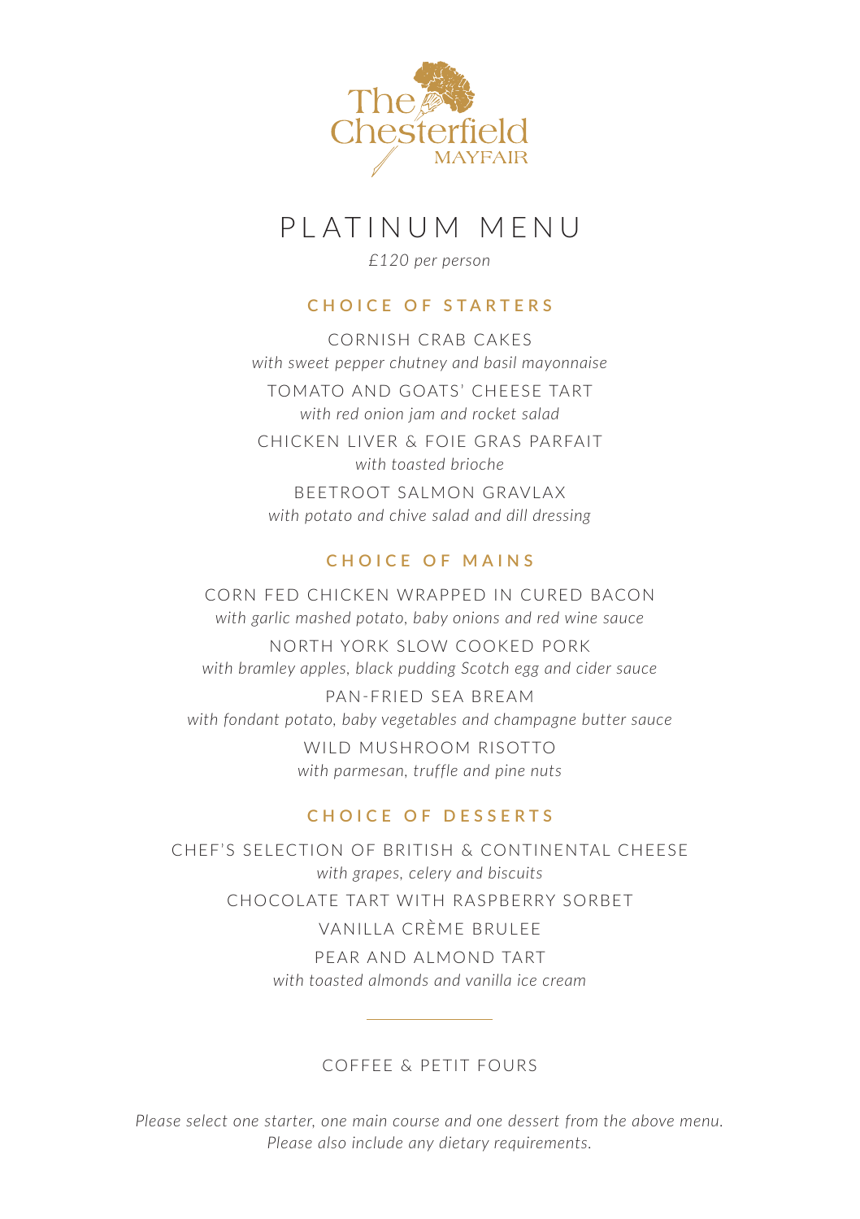The Chesterfield MAYFAIR

# PLATINUM MENU

*£120 per person*

## CHOICE OF STARTERS

CORNISH CRAB CAKES
*with sweet pepper chutney and basil mayonnaise*

TOMATO AND GOATS' CHEESE TART
*with red onion jam and rocket salad*

CHICKEN LIVER & FOIE GRAS PARFAIT
*with toasted brioche*

BEETROOT SALMON GRAVLAX
*with potato and chive salad and dill dressing*

## CHOICE OF MAINS

CORN FED CHICKEN WRAPPED IN CURED BACON
*with garlic mashed potato, baby onions and red wine sauce*

NORTH YORK SLOW COOKED PORK
*with bramley apples, black pudding Scotch egg and cider sauce*

PAN-FRIED SEA BREAM
*with fondant potato, baby vegetables and champagne butter sauce*

WILD MUSHROOM RISOTTO
*with parmesan, truffle and pine nuts*

## CHOICE OF DESSERTS

CHEF'S SELECTION OF BRITISH & CONTINENTAL CHEESE
*with grapes, celery and biscuits*

CHOCOLATE TART WITH RASPBERRY SORBET

VANILLA CRÈME BRULEE

PEAR AND ALMOND TART
*with toasted almonds and vanilla ice cream*

---

COFFEE & PETIT FOURS

*Please select one starter, one main course and one dessert from the above menu.*
*Please also include any dietary requirements.*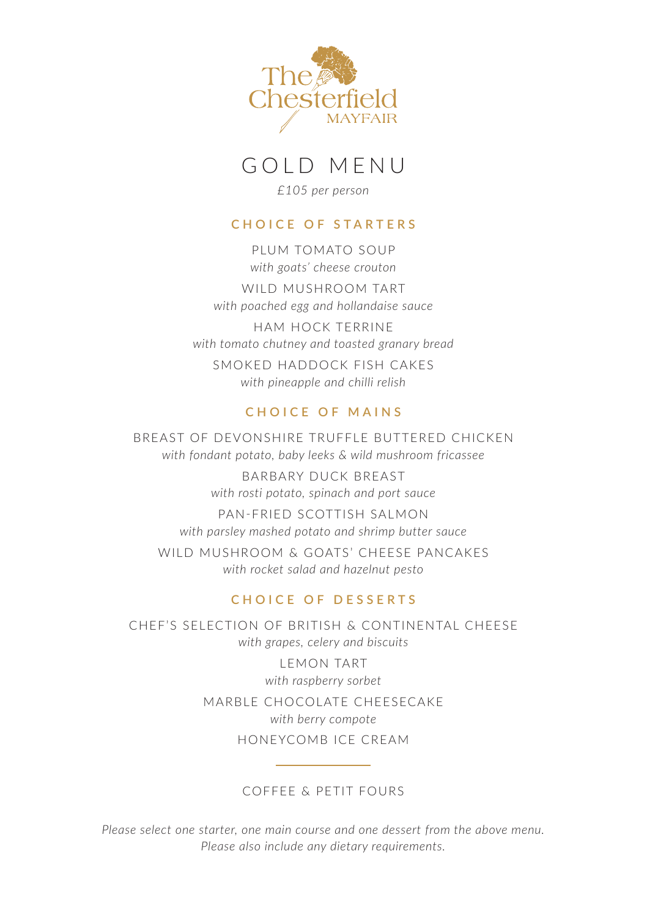The Chesterfield MAYFAIR

# GOLD MENU

*£105 per person*

## CHOICE OF STARTERS

PLUM TOMATO SOUP
*with goats' cheese crouton*

WILD MUSHROOM TART
*with poached egg and hollandaise sauce*

HAM HOCK TERRINE
*with tomato chutney and toasted granary bread*

SMOKED HADDOCK FISH CAKES
*with pineapple and chilli relish*

## CHOICE OF MAINS

BREAST OF DEVONSHIRE TRUFFLE BUTTERED CHICKEN
*with fondant potato, baby leeks & wild mushroom fricassee*

BARBARY DUCK BREAST
*with rosti potato, spinach and port sauce*

PAN-FRIED SCOTTISH SALMON
*with parsley mashed potato and shrimp butter sauce*

WILD MUSHROOM & GOATS' CHEESE PANCAKES
*with rocket salad and hazelnut pesto*

## CHOICE OF DESSERTS

CHEF'S SELECTION OF BRITISH & CONTINENTAL CHEESE
*with grapes, celery and biscuits*

LEMON TART
*with raspberry sorbet*

MARBLE CHOCOLATE CHEESECAKE
*with berry compote*

HONEYCOMB ICE CREAM

---

COFFEE & PETIT FOURS

*Please select one starter, one main course and one dessert from the above menu.*
*Please also include any dietary requirements.*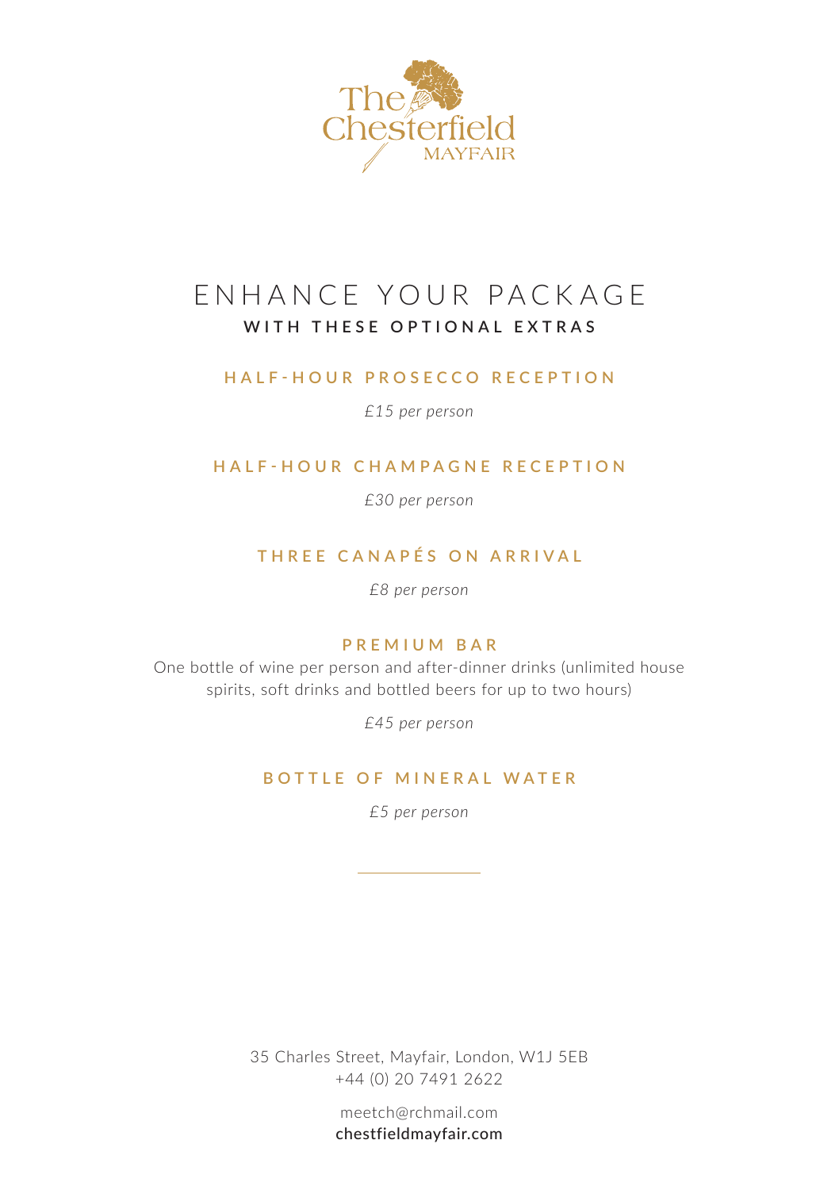The Chesterfield MAYFAIR

# ENHANCE YOUR PACKAGE

**WITH THESE OPTIONAL EXTRAS**

## HALF-HOUR PROSECCO RECEPTION

*£15 per person*

## HALF-HOUR CHAMPAGNE RECEPTION

*£30 per person*

## THREE CANAPÉS ON ARRIVAL

*£8 per person*

## PREMIUM BAR

One bottle of wine per person and after-dinner drinks (unlimited house spirits, soft drinks and bottled beers for up to two hours)

*£45 per person*

## BOTTLE OF MINERAL WATER

*£5 per person*

---

35 Charles Street, Mayfair, London, W1J 5EB
+44 (0) 20 7491 2622

meetch@rchmail.com
**chestfieldmayfair.com**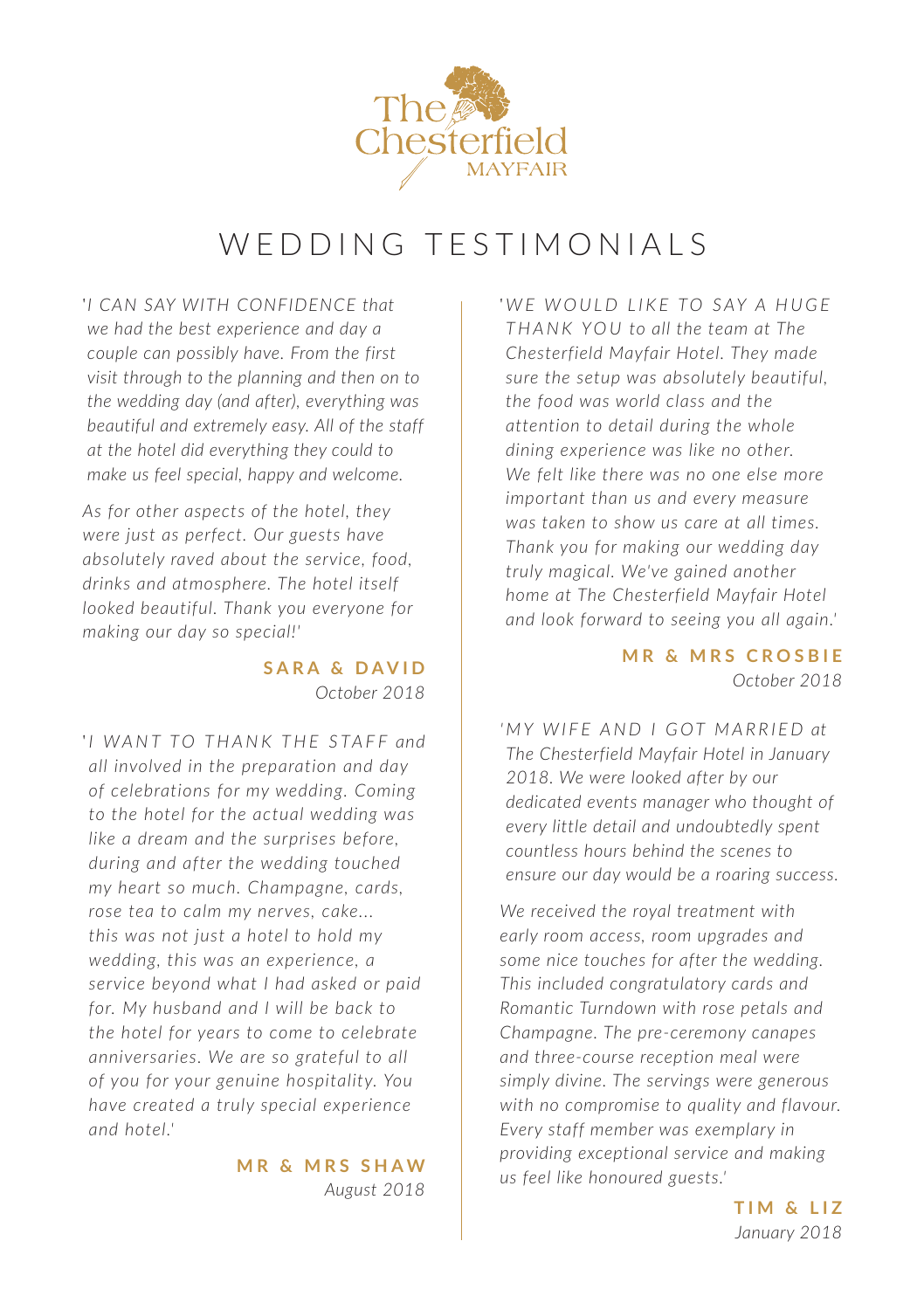The Chesterfield MAYFAIR

# WEDDING TESTIMONIALS

*'I CAN SAY WITH CONFIDENCE that we had the best experience and day a couple can possibly have. From the first visit through to the planning and then on to the wedding day (and after), everything was beautiful and extremely easy. All of the staff at the hotel did everything they could to make us feel special, happy and welcome.*

*As for other aspects of the hotel, they were just as perfect. Our guests have absolutely raved about the service, food, drinks and atmosphere. The hotel itself looked beautiful. Thank you everyone for making our day so special!'*

**SARA & DAVID**
*October 2018*

*'I WANT TO THANK THE STAFF and all involved in the preparation and day of celebrations for my wedding. Coming to the hotel for the actual wedding was like a dream and the surprises before, during and after the wedding touched my heart so much. Champagne, cards, rose tea to calm my nerves, cake... this was not just a hotel to hold my wedding, this was an experience, a service beyond what I had asked or paid for. My husband and I will be back to the hotel for years to come to celebrate anniversaries. We are so grateful to all of you for your genuine hospitality. You have created a truly special experience and hotel.'*

**MR & MRS SHAW**
*August 2018*

*'WE WOULD LIKE TO SAY A HUGE THANK YOU to all the team at The Chesterfield Mayfair Hotel. They made sure the setup was absolutely beautiful, the food was world class and the attention to detail during the whole dining experience was like no other. We felt like there was no one else more important than us and every measure was taken to show us care at all times. Thank you for making our wedding day truly magical. We've gained another home at The Chesterfield Mayfair Hotel and look forward to seeing you all again.'*

**MR & MRS CROSBIE**
*October 2018*

*'MY WIFE AND I GOT MARRIED at The Chesterfield Mayfair Hotel in January 2018. We were looked after by our dedicated events manager who thought of every little detail and undoubtedly spent countless hours behind the scenes to ensure our day would be a roaring success.*

*We received the royal treatment with early room access, room upgrades and some nice touches for after the wedding. This included congratulatory cards and Romantic Turndown with rose petals and Champagne. The pre-ceremony canapes and three-course reception meal were simply divine. The servings were generous with no compromise to quality and flavour. Every staff member was exemplary in providing exceptional service and making us feel like honoured guests.'*

**TIM & LIZ**
*January 2018*